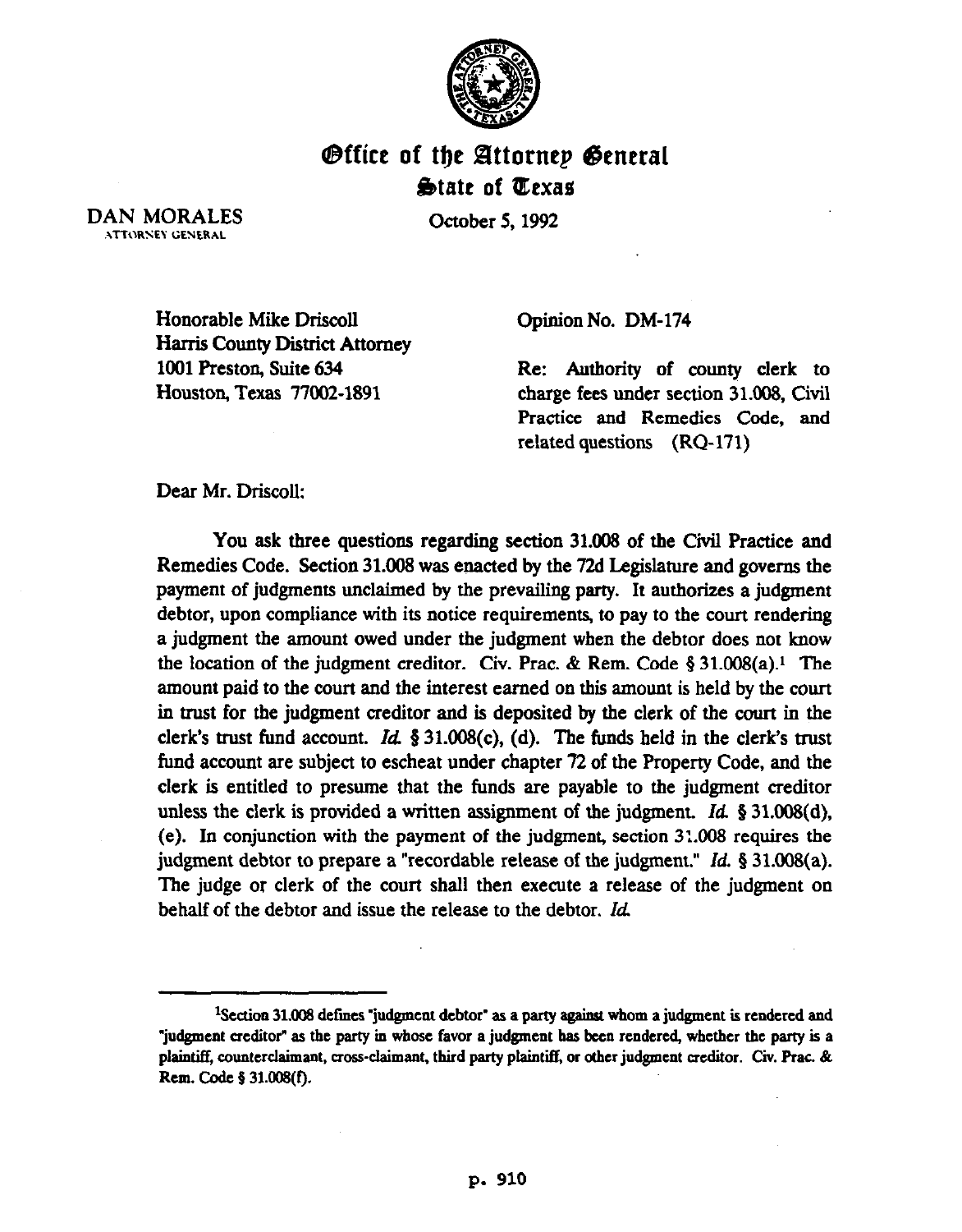# Office of the Attorney General
## State of Texas

DAN MORALES
ATTORNEY GENERAL

October 5, 1992

Honorable Mike Driscoll
Harris County District Attorney
1001 Preston, Suite 634
Houston, Texas 77002-1891

Opinion No. DM-174

Re: Authority of county clerk to charge fees under section 31.008, Civil Practice and Remedies Code, and related questions (RQ-171)

Dear Mr. Driscoll:

You ask three questions regarding section 31.008 of the Civil Practice and Remedies Code. Section 31.008 was enacted by the 72d Legislature and governs the payment of judgments unclaimed by the prevailing party. It authorizes a judgment debtor, upon compliance with its notice requirements, to pay to the court rendering a judgment the amount owed under the judgment when the debtor does not know the location of the judgment creditor. Civ. Prac. & Rem. Code § 31.008(a).[1] The amount paid to the court and the interest earned on this amount is held by the court in trust for the judgment creditor and is deposited by the clerk of the court in the clerk's trust fund account. *Id.* § 31.008(c), (d). The funds held in the clerk's trust fund account are subject to escheat under chapter 72 of the Property Code, and the clerk is entitled to presume that the funds are payable to the judgment creditor unless the clerk is provided a written assignment of the judgment. *Id.* § 31.008(d), (e). In conjunction with the payment of the judgment, section 31.008 requires the judgment debtor to prepare a "recordable release of the judgment." *Id.* § 31.008(a). The judge or clerk of the court shall then execute a release of the judgment on behalf of the debtor and issue the release to the debtor. *Id.*

---

[1] Section 31.008 defines "judgment debtor" as a party against whom a judgment is rendered and "judgment creditor" as the party in whose favor a judgment has been rendered, whether the party is a plaintiff, counterclaimant, cross-claimant, third party plaintiff, or other judgment creditor. Civ. Prac. & Rem. Code § 31.008(f).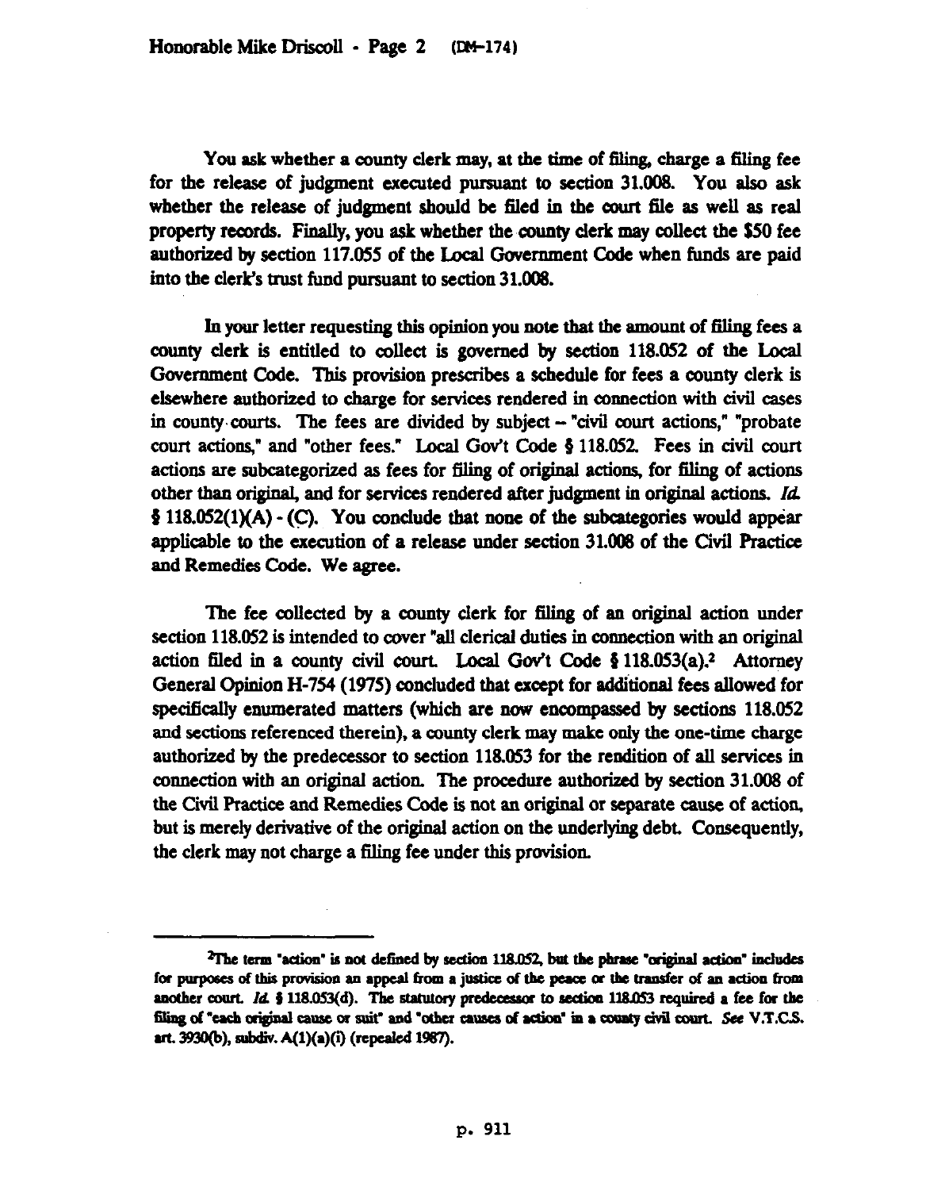You ask whether a county clerk may, at the time of filing, charge a filing fee for the release of judgment executed pursuant to section 31.008. You also ask whether the release of judgment should be filed in the court file as well as real property records. Finally, you ask whether the county clerk may collect the $50 fee authorized by section 117.055 of the Local Government Code when funds are paid into the clerk's trust fund pursuant to section 31.008.

In your letter requesting this opinion you note that the amount of filing fees a county clerk is entitled to collect is governed by section 118.052 of the Local Government Code. This provision prescribes a schedule for fees a county clerk is elsewhere authorized to charge for services rendered in connection with civil cases in county courts. The fees are divided by subject -- "civil court actions," "probate court actions," and "other fees." Local Gov't Code § 118.052. Fees in civil court actions are subcategorized as fees for filing of original actions, for filing of actions other than original, and for services rendered after judgment in original actions. *Id.* § 118.052(1)(A) - (C). You conclude that none of the subcategories would appear applicable to the execution of a release under section 31.008 of the Civil Practice and Remedies Code. We agree.

The fee collected by a county clerk for filing of an original action under section 118.052 is intended to cover "all clerical duties in connection with an original action filed in a county civil court. Local Gov't Code § 118.053(a).[2] Attorney General Opinion H-754 (1975) concluded that except for additional fees allowed for specifically enumerated matters (which are now encompassed by sections 118.052 and sections referenced therein), a county clerk may make only the one-time charge authorized by the predecessor to section 118.053 for the rendition of all services in connection with an original action. The procedure authorized by section 31.008 of the Civil Practice and Remedies Code is not an original or separate cause of action, but is merely derivative of the original action on the underlying debt. Consequently, the clerk may not charge a filing fee under this provision.

---

[2]The term "action" is not defined by section 118.052, but the phrase "original action" includes for purposes of this provision an appeal from a justice of the peace or the transfer of an action from another court. *Id.* § 118.053(d). The statutory predecessor to section 118.053 required a fee for the filing of "each original cause or suit" and "other causes of action" in a county civil court. *See* V.T.C.S. art. 3930(b), subdiv. A(1)(a)(i) (repealed 1987).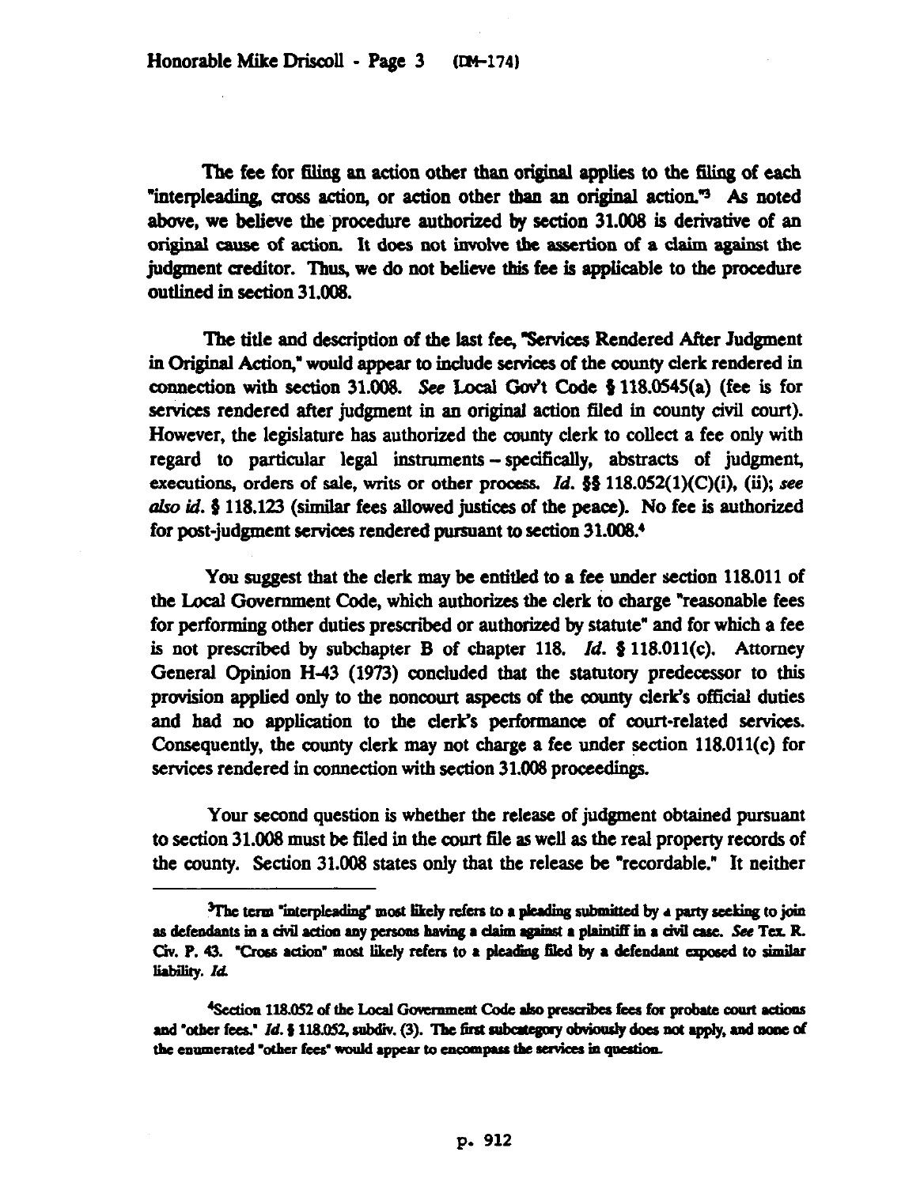The fee for filing an action other than original applies to the filing of each "interpleading, cross action, or action other than an original action."[3] As noted above, we believe the procedure authorized by section 31.008 is derivative of an original cause of action. It does not involve the assertion of a claim against the judgment creditor. Thus, we do not believe this fee is applicable to the procedure outlined in section 31.008.

The title and description of the last fee, "Services Rendered After Judgment in Original Action," would appear to include services of the county clerk rendered in connection with section 31.008. *See* Local Gov't Code § 118.0545(a) (fee is for services rendered after judgment in an original action filed in county civil court). However, the legislature has authorized the county clerk to collect a fee only with regard to particular legal instruments – specifically, abstracts of judgment, executions, orders of sale, writs or other process. *Id.* §§ 118.052(1)(C)(i), (ii); *see also id.* § 118.123 (similar fees allowed justices of the peace). No fee is authorized for post-judgment services rendered pursuant to section 31.008.[4]

You suggest that the clerk may be entitled to a fee under section 118.011 of the Local Government Code, which authorizes the clerk to charge "reasonable fees for performing other duties prescribed or authorized by statute" and for which a fee is not prescribed by subchapter B of chapter 118. *Id.* § 118.011(c). Attorney General Opinion H-43 (1973) concluded that the statutory predecessor to this provision applied only to the noncourt aspects of the county clerk's official duties and had no application to the clerk's performance of court-related services. Consequently, the county clerk may not charge a fee under section 118.011(c) for services rendered in connection with section 31.008 proceedings.

Your second question is whether the release of judgment obtained pursuant to section 31.008 must be filed in the court file as well as the real property records of the county. Section 31.008 states only that the release be "recordable." It neither

---

[3]The term "interpleading" most likely refers to a pleading submitted by a party seeking to join as defendants in a civil action any persons having a claim against a plaintiff in a civil case. *See* Tex. R. Civ. P. 43. "Cross action" most likely refers to a pleading filed by a defendant exposed to similar liability. *Id.*

[4]Section 118.052 of the Local Government Code also prescribes fees for probate court actions and "other fees." *Id.* § 118.052, subdiv. (3). The first subcategory obviously does not apply, and none of the enumerated "other fees" would appear to encompass the services in question.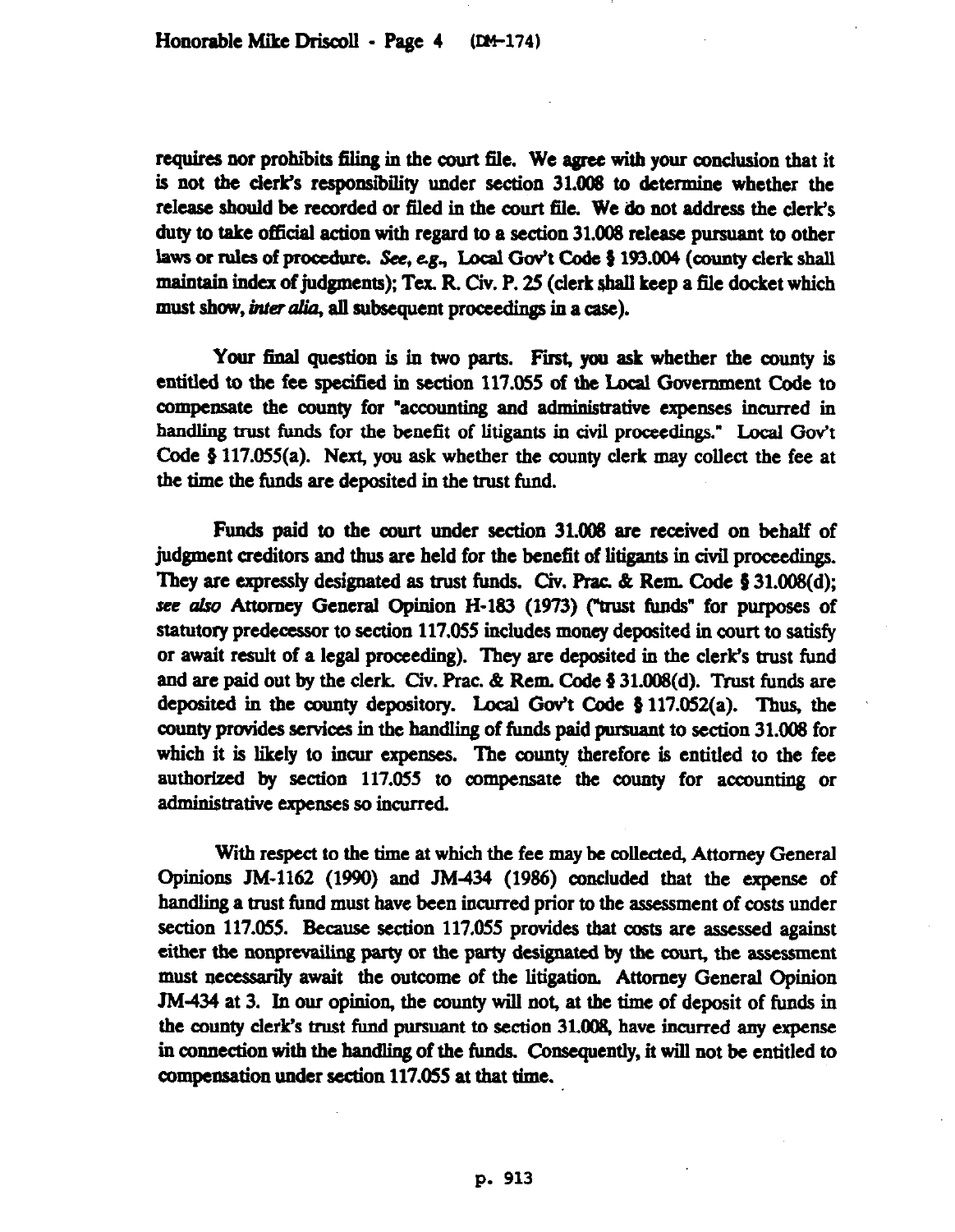requires nor prohibits filing in the court file. We agree with your conclusion that it is not the clerk's responsibility under section 31.008 to determine whether the release should be recorded or filed in the court file. We do not address the clerk's duty to take official action with regard to a section 31.008 release pursuant to other laws or rules of procedure. *See, e.g.*, Local Gov't Code § 193.004 (county clerk shall maintain index of judgments); Tex. R. Civ. P. 25 (clerk shall keep a file docket which must show, *inter alia*, all subsequent proceedings in a case).

Your final question is in two parts. First, you ask whether the county is entitled to the fee specified in section 117.055 of the Local Government Code to compensate the county for "accounting and administrative expenses incurred in handling trust funds for the benefit of litigants in civil proceedings." Local Gov't Code § 117.055(a). Next, you ask whether the county clerk may collect the fee at the time the funds are deposited in the trust fund.

Funds paid to the court under section 31.008 are received on behalf of judgment creditors and thus are held for the benefit of litigants in civil proceedings. They are expressly designated as trust funds. Civ. Prac. & Rem. Code § 31.008(d); *see also* Attorney General Opinion H-183 (1973) ("trust funds" for purposes of statutory predecessor to section 117.055 includes money deposited in court to satisfy or await result of a legal proceeding). They are deposited in the clerk's trust fund and are paid out by the clerk. Civ. Prac. & Rem. Code § 31.008(d). Trust funds are deposited in the county depository. Local Gov't Code § 117.052(a). Thus, the county provides services in the handling of funds paid pursuant to section 31.008 for which it is likely to incur expenses. The county therefore is entitled to the fee authorized by section 117.055 to compensate the county for accounting or administrative expenses so incurred.

With respect to the time at which the fee may be collected, Attorney General Opinions JM-1162 (1990) and JM-434 (1986) concluded that the expense of handling a trust fund must have been incurred prior to the assessment of costs under section 117.055. Because section 117.055 provides that costs are assessed against either the nonprevailing party or the party designated by the court, the assessment must necessarily await the outcome of the litigation. Attorney General Opinion JM-434 at 3. In our opinion, the county will not, at the time of deposit of funds in the county clerk's trust fund pursuant to section 31.008, have incurred any expense in connection with the handling of the funds. Consequently, it will not be entitled to compensation under section 117.055 at that time.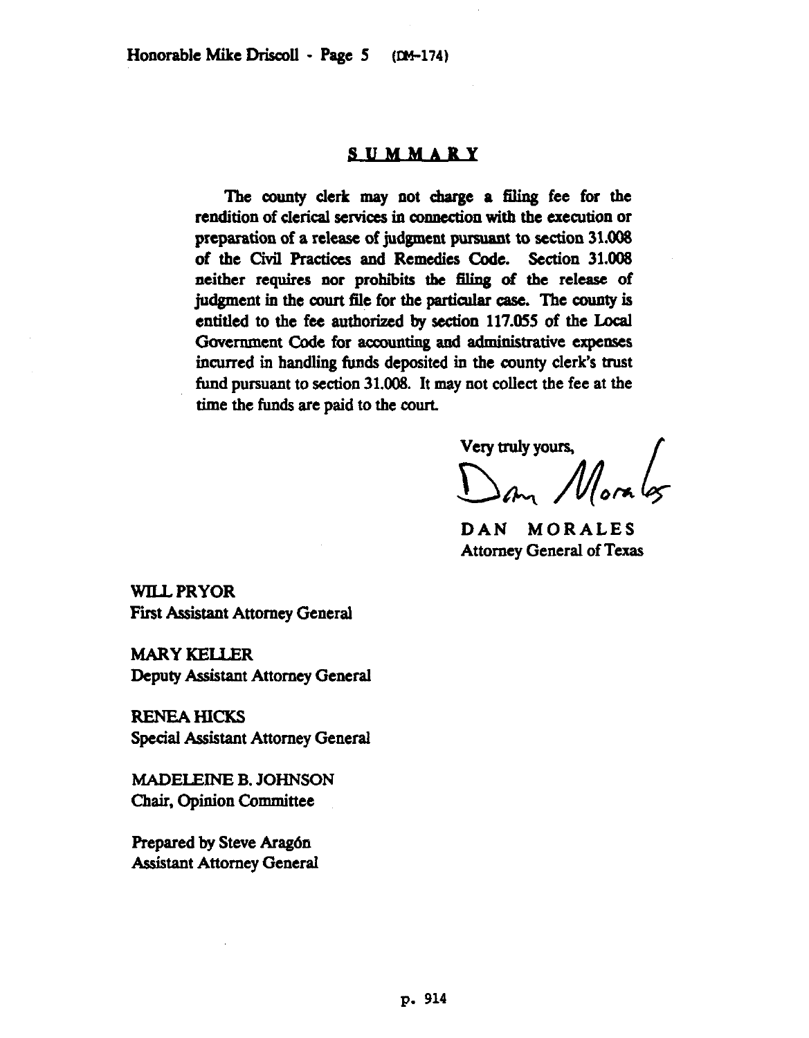## SUMMARY

The county clerk may not charge a filing fee for the rendition of clerical services in connection with the execution or preparation of a release of judgment pursuant to section 31.008 of the Civil Practices and Remedies Code. Section 31.008 neither requires nor prohibits the filing of the release of judgment in the court file for the particular case. The county is entitled to the fee authorized by section 117.055 of the Local Government Code for accounting and administrative expenses incurred in handling funds deposited in the county clerk's trust fund pursuant to section 31.008. It may not collect the fee at the time the funds are paid to the court.

Very truly yours,

Dan Morales

DAN MORALES
Attorney General of Texas

WILL PRYOR
First Assistant Attorney General

MARY KELLER
Deputy Assistant Attorney General

RENEA HICKS
Special Assistant Attorney General

MADELEINE B. JOHNSON
Chair, Opinion Committee

Prepared by Steve Aragón
Assistant Attorney General